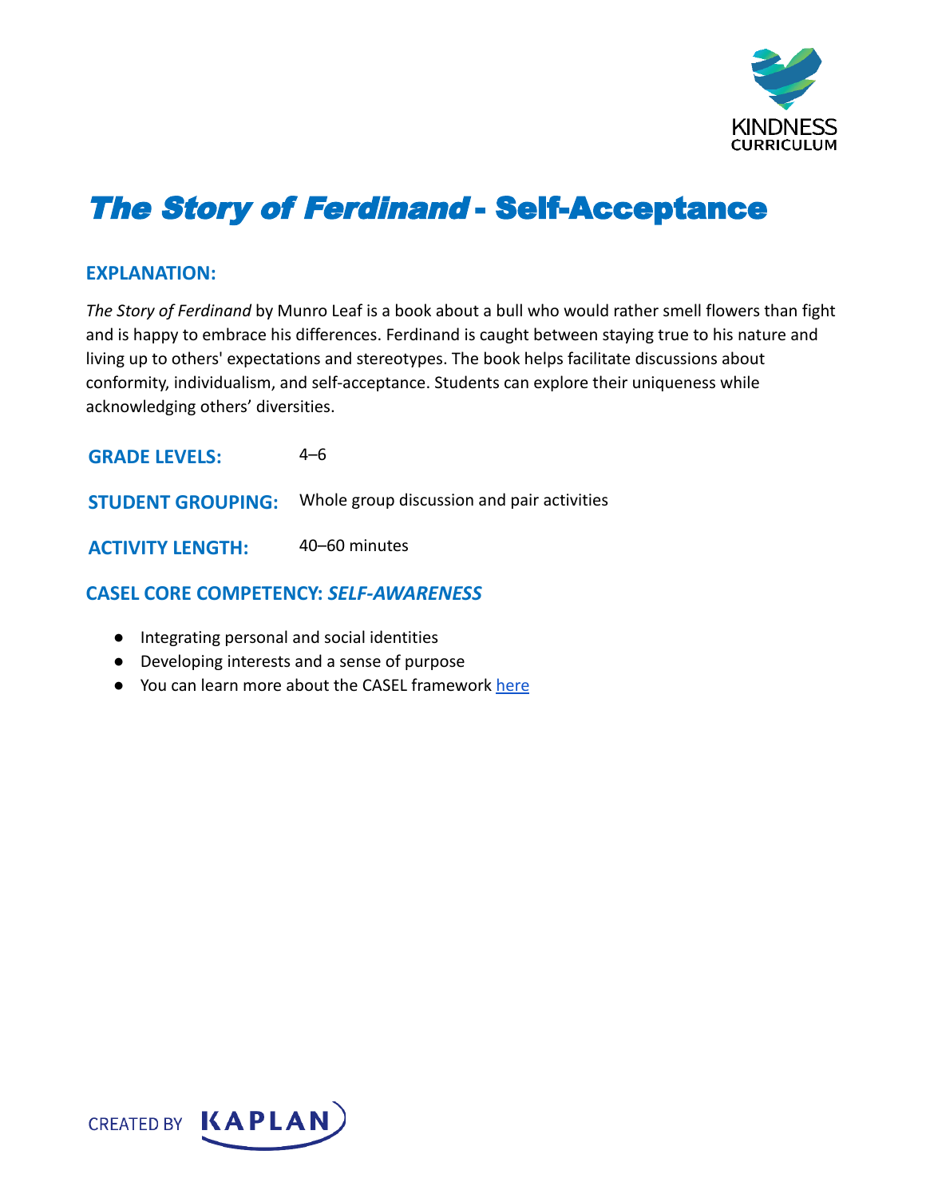# *The Story of Ferdinand* - Self-Acceptance

## EXPLANATION:

*The Story of Ferdinand* by Munro Leaf is a book about a bull who would rather smell flowers than fight and is happy to embrace his differences. Ferdinand is caught between staying true to his nature and living up to others' expectations and stereotypes. The book helps facilitate discussions about conformity, individualism, and self-acceptance. Students can explore their uniqueness while acknowledging others' diversities.

**GRADE LEVELS:** 4–6

**STUDENT GROUPING:** Whole group discussion and pair activities

**ACTIVITY LENGTH:** 40–60 minutes

## CASEL CORE COMPETENCY: *SELF-AWARENESS*

- Integrating personal and social identities
- Developing interests and a sense of purpose
- You can learn more about the CASEL framework here

CREATED BY KAPLAN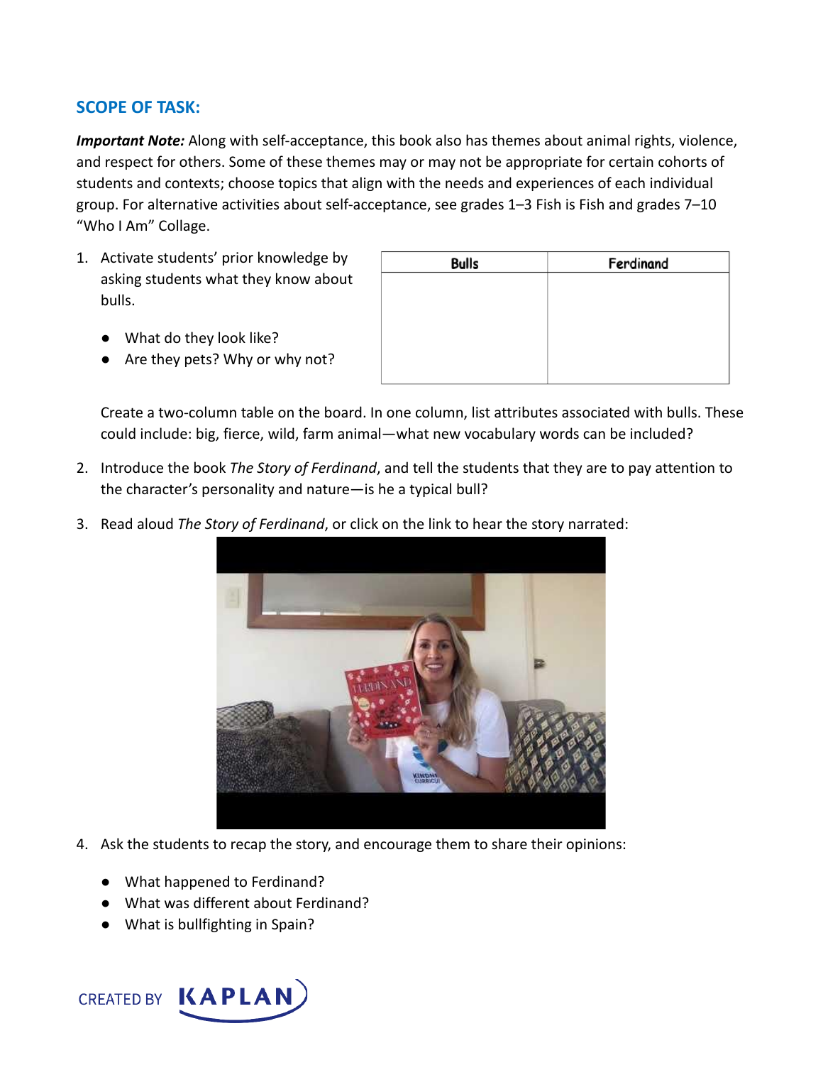## SCOPE OF TASK:

***Important Note:*** Along with self-acceptance, this book also has themes about animal rights, violence, and respect for others. Some of these themes may or may not be appropriate for certain cohorts of students and contexts; choose topics that align with the needs and experiences of each individual group. For alternative activities about self-acceptance, see grades 1–3 Fish is Fish and grades 7–10 "Who I Am" Collage.

1. Activate students' prior knowledge by asking students what they know about bulls.

   - What do they look like?
   - Are they pets? Why or why not?

   | Bulls | Ferdinand |
   | --- | --- |
   | | |

   Create a two-column table on the board. In one column, list attributes associated with bulls. These could include: big, fierce, wild, farm animal—what new vocabulary words can be included?

2. Introduce the book *The Story of Ferdinand*, and tell the students that they are to pay attention to the character's personality and nature—is he a typical bull?

3. Read aloud *The Story of Ferdinand*, or click on the link to hear the story narrated:

4. Ask the students to recap the story, and encourage them to share their opinions:

   - What happened to Ferdinand?
   - What was different about Ferdinand?
   - What is bullfighting in Spain?

CREATED BY KAPLAN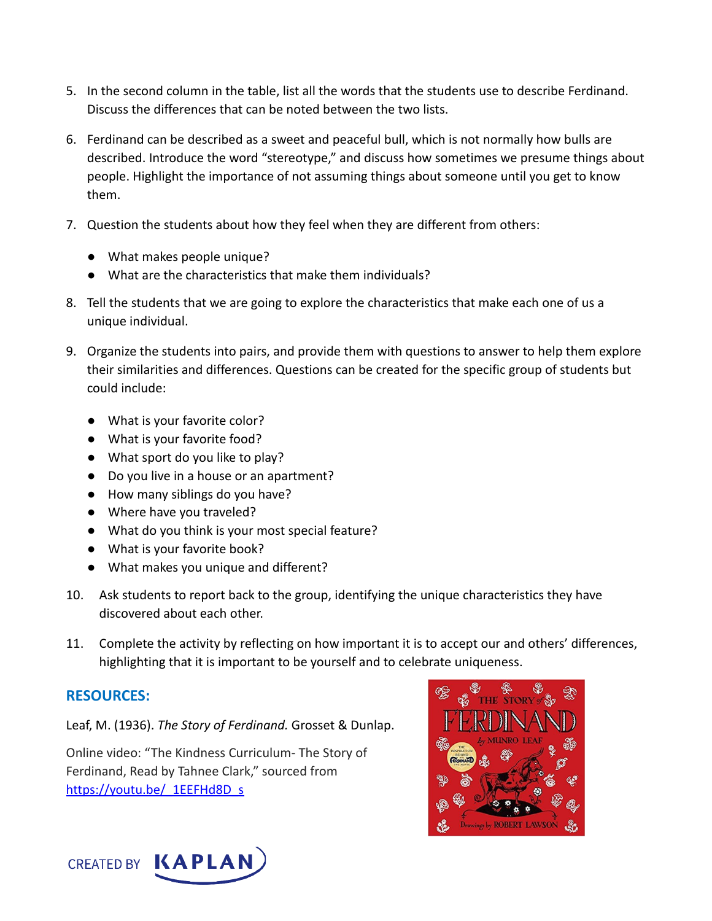5. In the second column in the table, list all the words that the students use to describe Ferdinand. Discuss the differences that can be noted between the two lists.

6. Ferdinand can be described as a sweet and peaceful bull, which is not normally how bulls are described. Introduce the word "stereotype," and discuss how sometimes we presume things about people. Highlight the importance of not assuming things about someone until you get to know them.

7. Question the students about how they feel when they are different from others:

   - What makes people unique?
   - What are the characteristics that make them individuals?

8. Tell the students that we are going to explore the characteristics that make each one of us a unique individual.

9. Organize the students into pairs, and provide them with questions to answer to help them explore their similarities and differences. Questions can be created for the specific group of students but could include:

   - What is your favorite color?
   - What is your favorite food?
   - What sport do you like to play?
   - Do you live in a house or an apartment?
   - How many siblings do you have?
   - Where have you traveled?
   - What do you think is your most special feature?
   - What is your favorite book?
   - What makes you unique and different?

10. Ask students to report back to the group, identifying the unique characteristics they have discovered about each other.

11. Complete the activity by reflecting on how important it is to accept our and others' differences, highlighting that it is important to be yourself and to celebrate uniqueness.

## RESOURCES:

Leaf, M. (1936). *The Story of Ferdinand.* Grosset & Dunlap.

Online video: "The Kindness Curriculum- The Story of Ferdinand, Read by Tahnee Clark," sourced from [https://youtu.be/_1EEFHd8D_s](https://youtu.be/_1EEFHd8D_s)

THE STORY of FERDINAND by MUNRO LEAF

Drawings by ROBERT LAWSON

CREATED BY KAPLAN